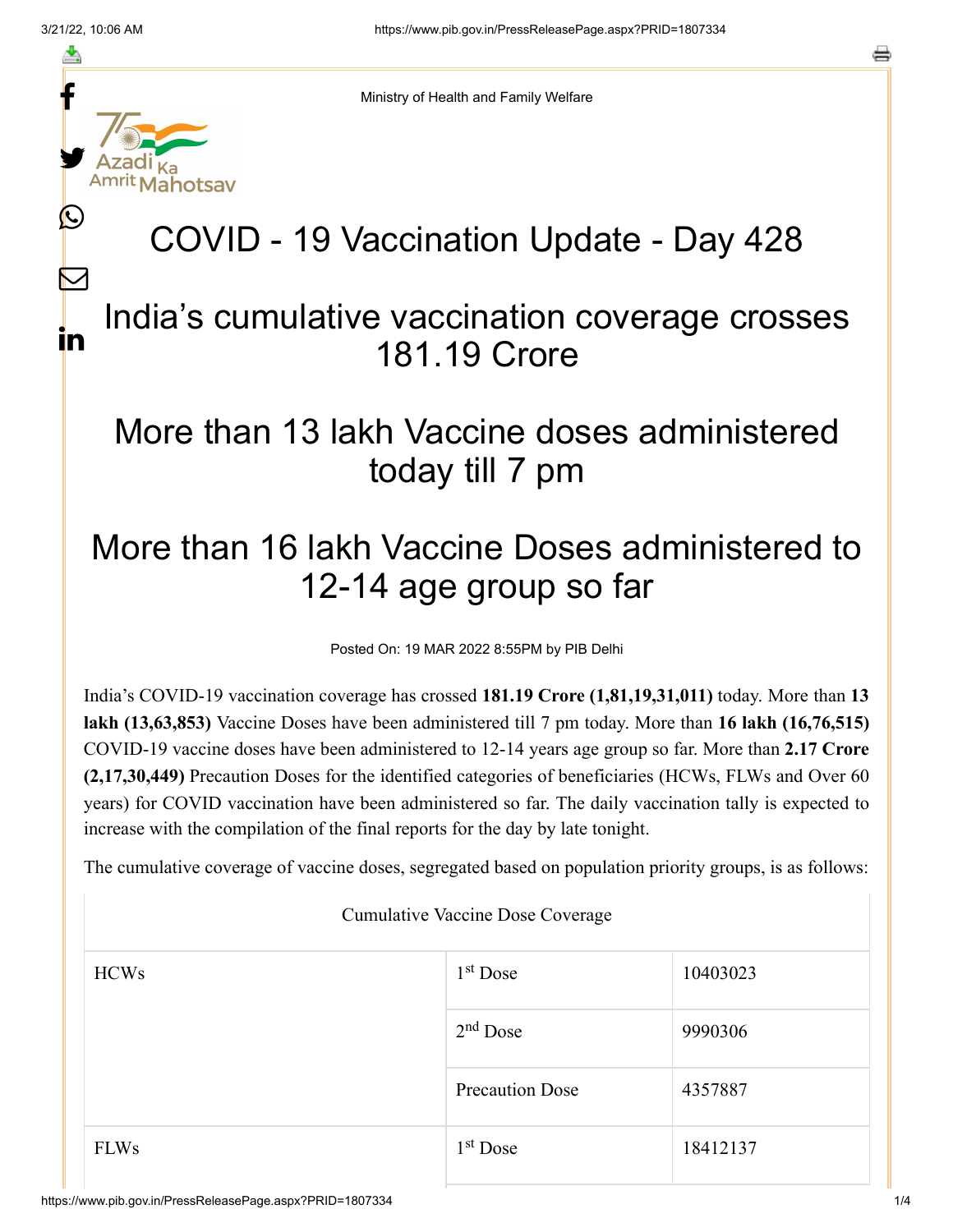Ministry of Health and Family Welfare

# COVID - 19 Vaccination Update - Day 428

## India's cumulative vaccination coverage crosses 181.19 Crore

## More than 13 lakh Vaccine doses administered today till 7 pm

## More than 16 lakh Vaccine Doses administered to 12-14 age group so far

Posted On: 19 MAR 2022 8:55PM by PIB Delhi

India's COVID-19 vaccination coverage has crossed **181.19 Crore (1,81,19,31,011)** today. More than **13 lakh (13,63,853)** Vaccine Doses have been administered till 7 pm today. More than **16 lakh (16,76,515)** COVID-19 vaccine doses have been administered to 12-14 years age group so far. More than **2.17 Crore (2,17,30,449)** Precaution Doses for the identified categories of beneficiaries (HCWs, FLWs and Over 60 years) for COVID vaccination have been administered so far. The daily vaccination tally is expected to increase with the compilation of the final reports for the day by late tonight.

The cumulative coverage of vaccine doses, segregated based on population priority groups, is as follows:

| Cumulative Vaccine Dose Coverage | | |
|---|---|---|
| HCWs | 1st Dose | 10403023 |
| | 2nd Dose | 9990306 |
| | Precaution Dose | 4357887 |
| FLWs | 1st Dose | 18412137 |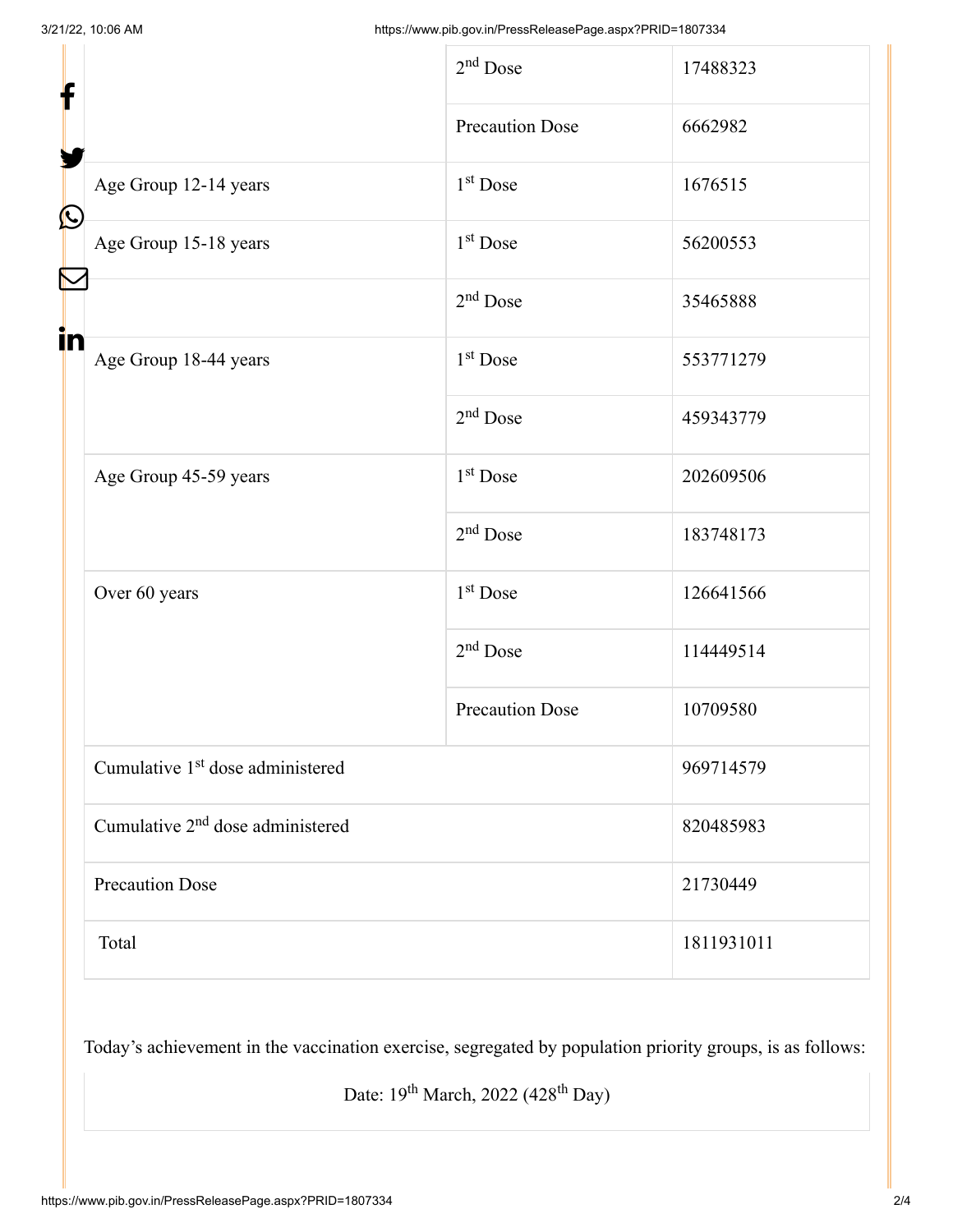| | | |
|---|---|---|
| | 2nd Dose | 17488323 |
| | Precaution Dose | 6662982 |
| Age Group 12-14 years | 1st Dose | 1676515 |
| Age Group 15-18 years | 1st Dose | 56200553 |
| | 2nd Dose | 35465888 |
| Age Group 18-44 years | 1st Dose | 553771279 |
| | 2nd Dose | 459343779 |
| Age Group 45-59 years | 1st Dose | 202609506 |
| | 2nd Dose | 183748173 |
| Over 60 years | 1st Dose | 126641566 |
| | 2nd Dose | 114449514 |
| | Precaution Dose | 10709580 |
| Cumulative 1st dose administered | | 969714579 |
| Cumulative 2nd dose administered | | 820485983 |
| Precaution Dose | | 21730449 |
| Total | | 1811931011 |

Today's achievement in the vaccination exercise, segregated by population priority groups, is as follows:

| Date: 19th March, 2022 (428th Day) |
|---|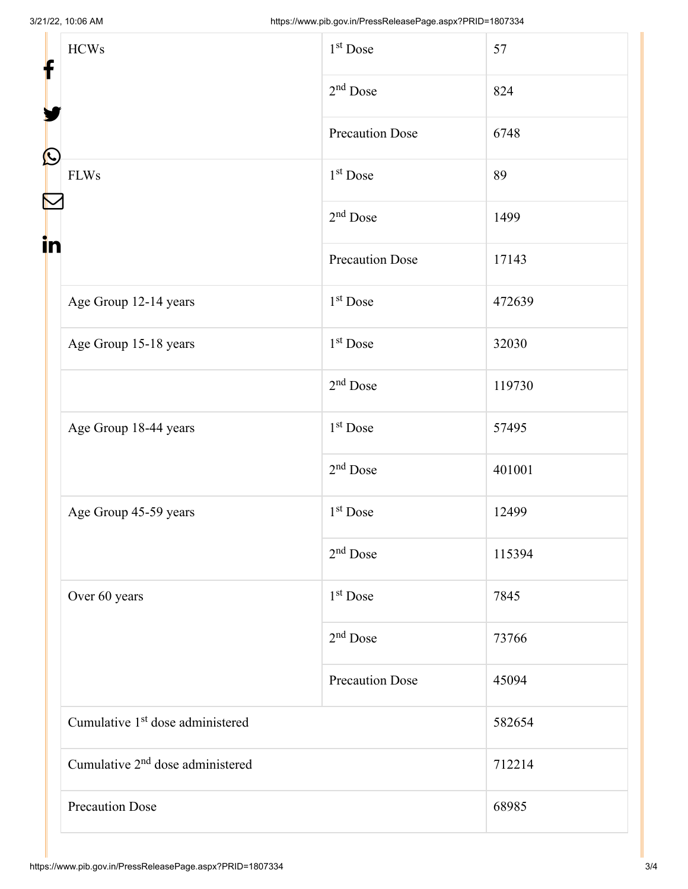| | | |
|---|---|---|
| HCWs | 1st Dose | 57 |
| | 2nd Dose | 824 |
| | Precaution Dose | 6748 |
| FLWs | 1st Dose | 89 |
| | 2nd Dose | 1499 |
| | Precaution Dose | 17143 |
| Age Group 12-14 years | 1st Dose | 472639 |
| Age Group 15-18 years | 1st Dose | 32030 |
| | 2nd Dose | 119730 |
| Age Group 18-44 years | 1st Dose | 57495 |
| | 2nd Dose | 401001 |
| Age Group 45-59 years | 1st Dose | 12499 |
| | 2nd Dose | 115394 |
| Over 60 years | 1st Dose | 7845 |
| | 2nd Dose | 73766 |
| | Precaution Dose | 45094 |
| Cumulative 1st dose administered | | 582654 |
| Cumulative 2nd dose administered | | 712214 |
| Precaution Dose | | 68985 |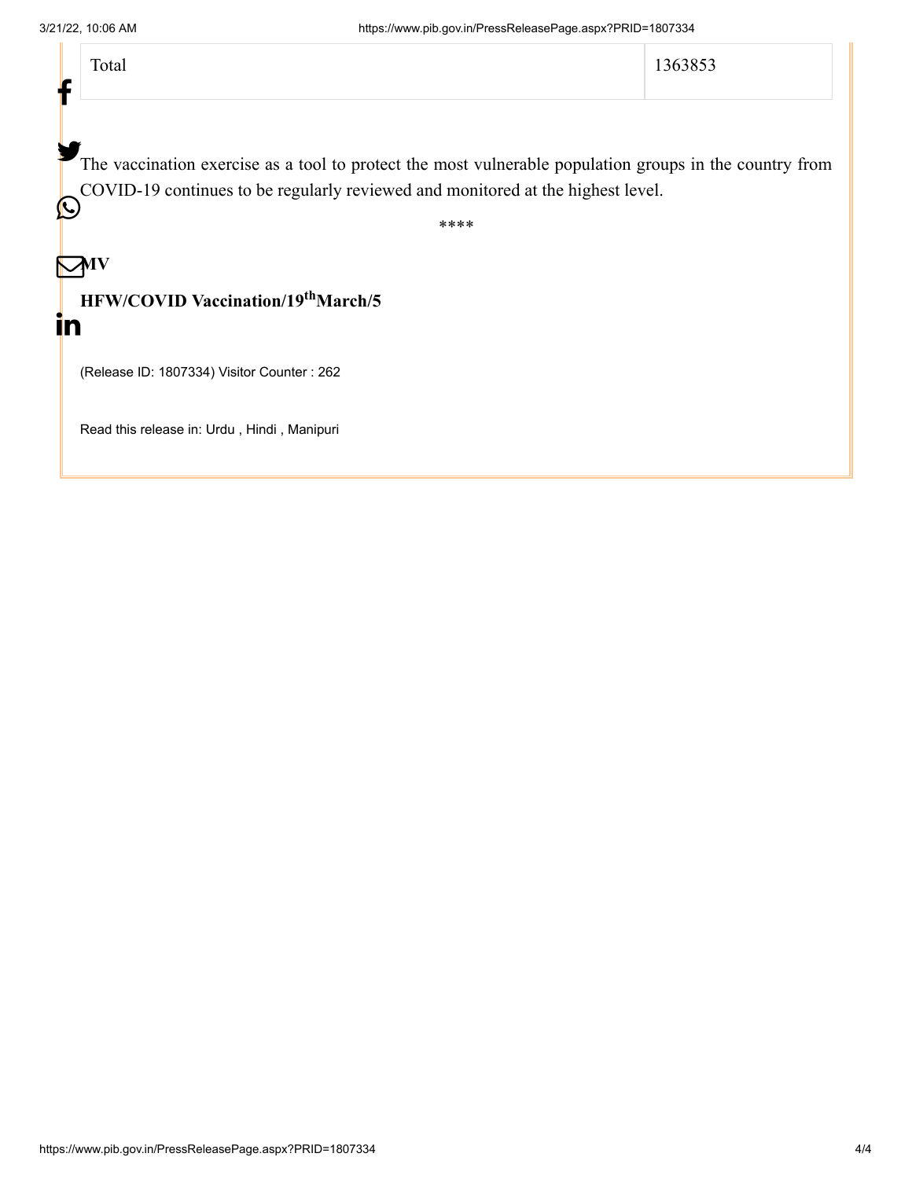| | |
|---|---|
| Total | 1363853 |

The vaccination exercise as a tool to protect the most vulnerable population groups in the country from COVID-19 continues to be regularly reviewed and monitored at the highest level.

****

**MV**

**HFW/COVID Vaccination/19$^{th}$March/5**

(Release ID: 1807334) Visitor Counter : 262

Read this release in: Urdu , Hindi , Manipuri